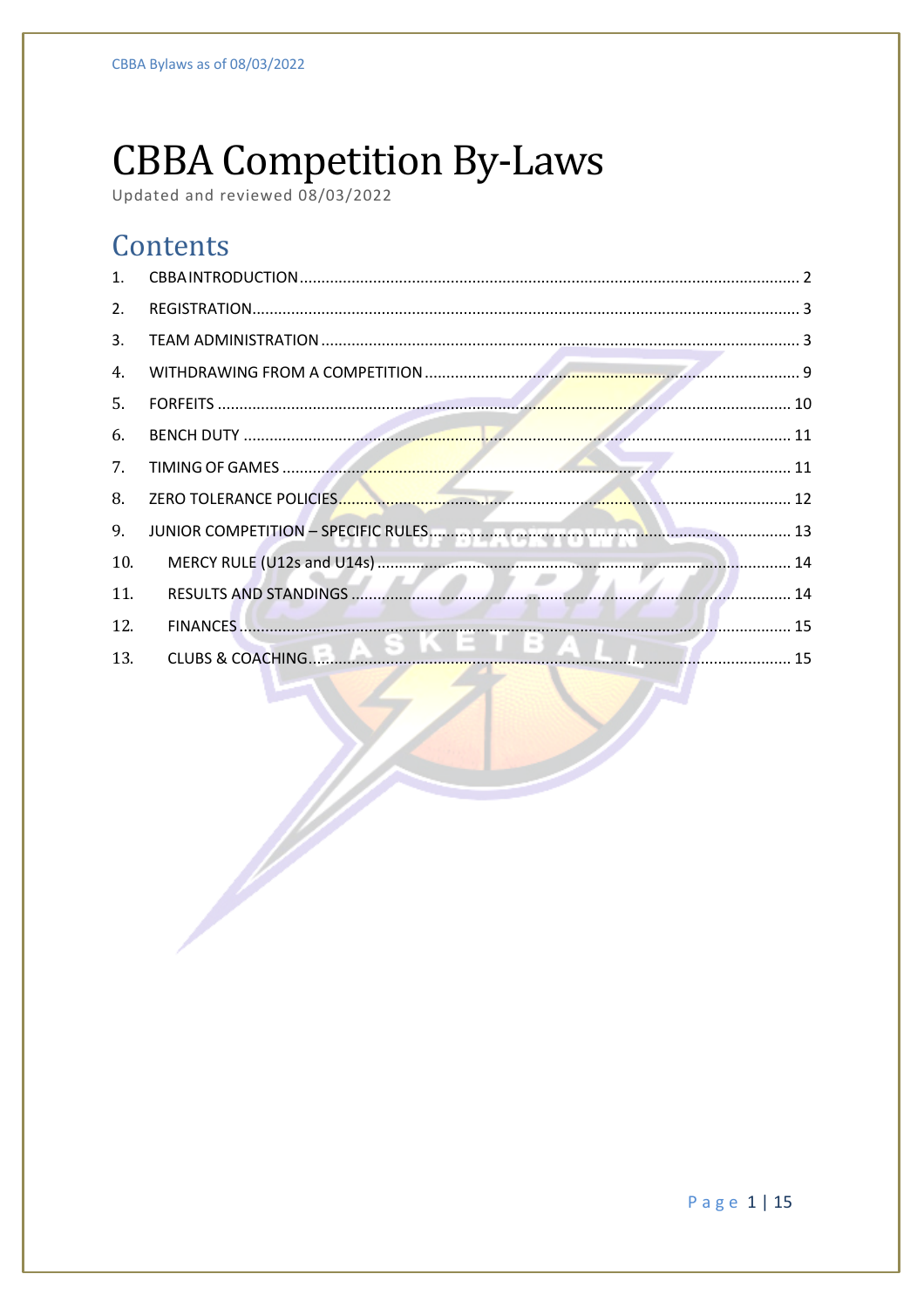# CBBA Competition By-Laws

Updated and reviewed 08/03/2022

## Contents

1. CBBA INTRODUCTION ..... 2
2. REGISTRATION ..... 3
3. TEAM ADMINISTRATION ..... 3
4. WITHDRAWING FROM A COMPETITION ..... 9
5. FORFEITS ..... 10
6. BENCH DUTY ..... 11
7. TIMING OF GAMES ..... 11
8. ZERO TOLERANCE POLICIES ..... 12
9. JUNIOR COMPETITION – SPECIFIC RULES ..... 13
10. MERCY RULE (U12s and U14s) ..... 14
11. RESULTS AND STANDINGS ..... 14
12. FINANCES ..... 15
13. CLUBS & COACHING ..... 15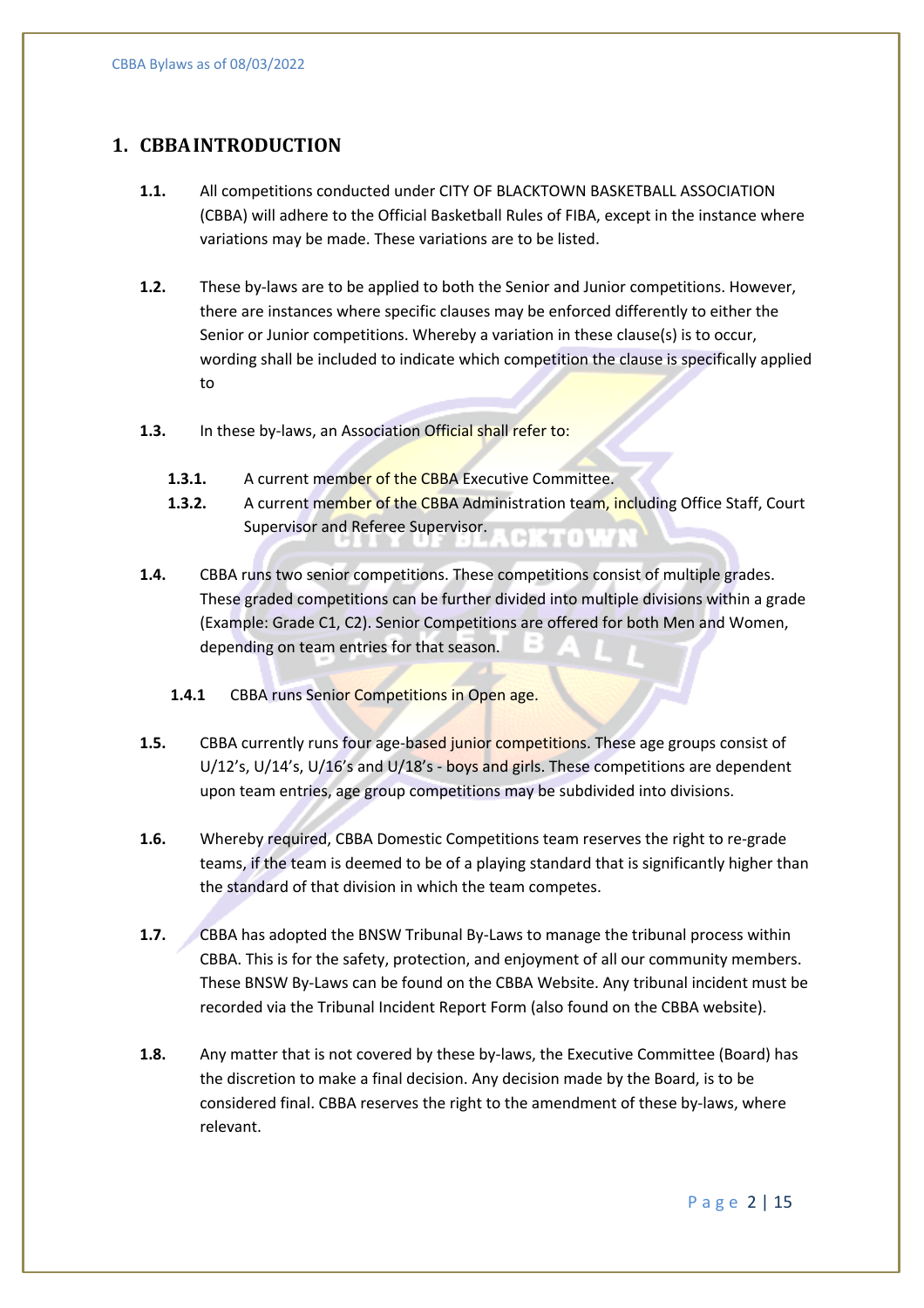## 1. CBBA INTRODUCTION

**1.1.** All competitions conducted under CITY OF BLACKTOWN BASKETBALL ASSOCIATION (CBBA) will adhere to the Official Basketball Rules of FIBA, except in the instance where variations may be made. These variations are to be listed.

**1.2.** These by-laws are to be applied to both the Senior and Junior competitions. However, there are instances where specific clauses may be enforced differently to either the Senior or Junior competitions. Whereby a variation in these clause(s) is to occur, wording shall be included to indicate which competition the clause is specifically applied to

**1.3.** In these by-laws, an Association Official shall refer to:

- **1.3.1.** A current member of the CBBA Executive Committee.
- **1.3.2.** A current member of the CBBA Administration team, including Office Staff, Court Supervisor and Referee Supervisor.

**1.4.** CBBA runs two senior competitions. These competitions consist of multiple grades. These graded competitions can be further divided into multiple divisions within a grade (Example: Grade C1, C2). Senior Competitions are offered for both Men and Women, depending on team entries for that season.

- **1.4.1** CBBA runs Senior Competitions in Open age.

**1.5.** CBBA currently runs four age-based junior competitions. These age groups consist of U/12's, U/14's, U/16's and U/18's - boys and girls. These competitions are dependent upon team entries, age group competitions may be subdivided into divisions.

**1.6.** Whereby required, CBBA Domestic Competitions team reserves the right to re-grade teams, if the team is deemed to be of a playing standard that is significantly higher than the standard of that division in which the team competes.

**1.7.** CBBA has adopted the BNSW Tribunal By-Laws to manage the tribunal process within CBBA. This is for the safety, protection, and enjoyment of all our community members. These BNSW By-Laws can be found on the CBBA Website. Any tribunal incident must be recorded via the Tribunal Incident Report Form (also found on the CBBA website).

**1.8.** Any matter that is not covered by these by-laws, the Executive Committee (Board) has the discretion to make a final decision. Any decision made by the Board, is to be considered final. CBBA reserves the right to the amendment of these by-laws, where relevant.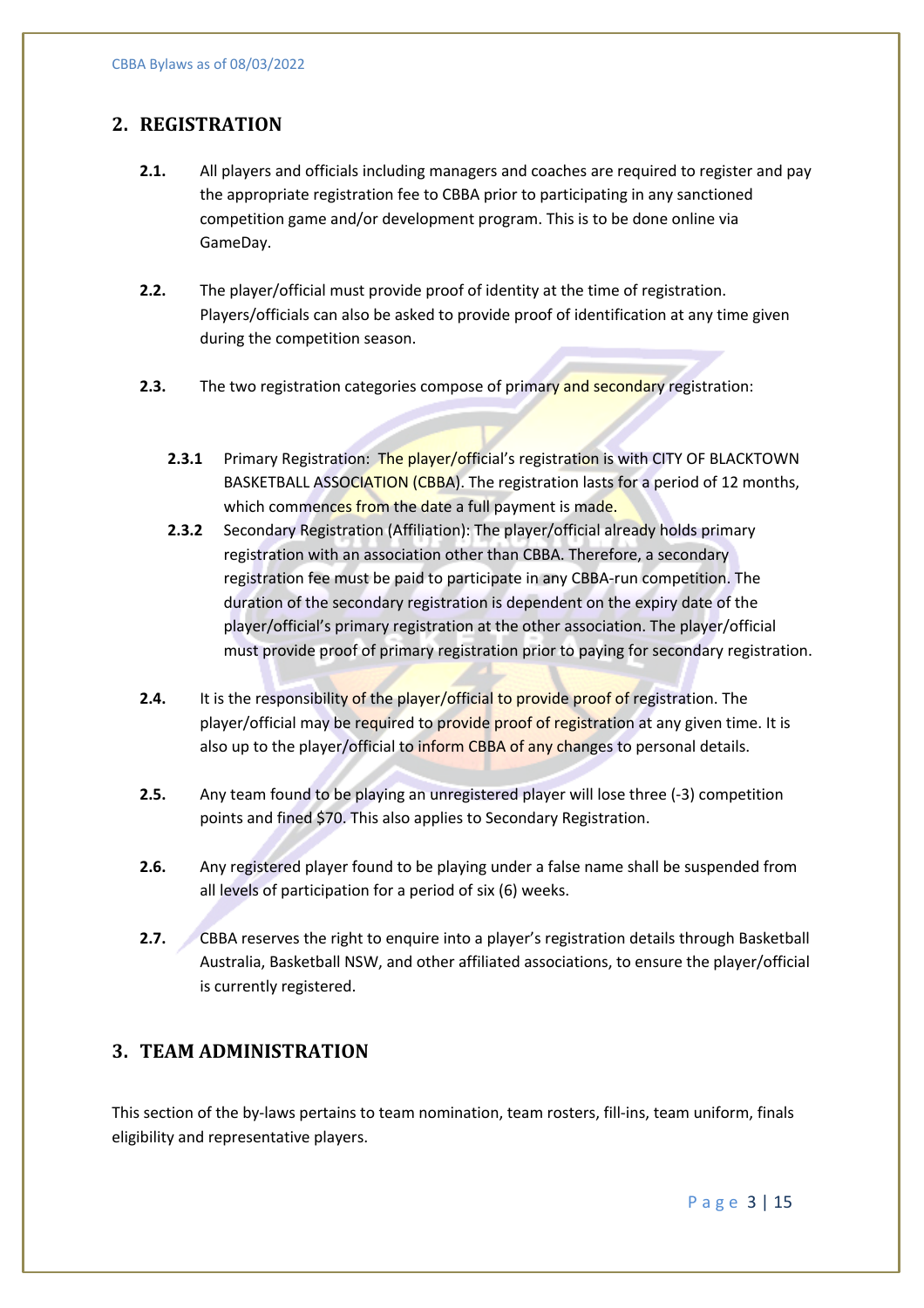## 2. REGISTRATION

**2.1.** All players and officials including managers and coaches are required to register and pay the appropriate registration fee to CBBA prior to participating in any sanctioned competition game and/or development program. This is to be done online via GameDay.

**2.2.** The player/official must provide proof of identity at the time of registration. Players/officials can also be asked to provide proof of identification at any time given during the competition season.

**2.3.** The two registration categories compose of primary and secondary registration:

**2.3.1** Primary Registration: The player/official's registration is with CITY OF BLACKTOWN BASKETBALL ASSOCIATION (CBBA). The registration lasts for a period of 12 months, which commences from the date a full payment is made.

**2.3.2** Secondary Registration (Affiliation): The player/official already holds primary registration with an association other than CBBA. Therefore, a secondary registration fee must be paid to participate in any CBBA-run competition. The duration of the secondary registration is dependent on the expiry date of the player/official's primary registration at the other association. The player/official must provide proof of primary registration prior to paying for secondary registration.

**2.4.** It is the responsibility of the player/official to provide proof of registration. The player/official may be required to provide proof of registration at any given time. It is also up to the player/official to inform CBBA of any changes to personal details.

**2.5.** Any team found to be playing an unregistered player will lose three (-3) competition points and fined $70. This also applies to Secondary Registration.

**2.6.** Any registered player found to be playing under a false name shall be suspended from all levels of participation for a period of six (6) weeks.

**2.7.** CBBA reserves the right to enquire into a player's registration details through Basketball Australia, Basketball NSW, and other affiliated associations, to ensure the player/official is currently registered.

## 3. TEAM ADMINISTRATION

This section of the by-laws pertains to team nomination, team rosters, fill-ins, team uniform, finals eligibility and representative players.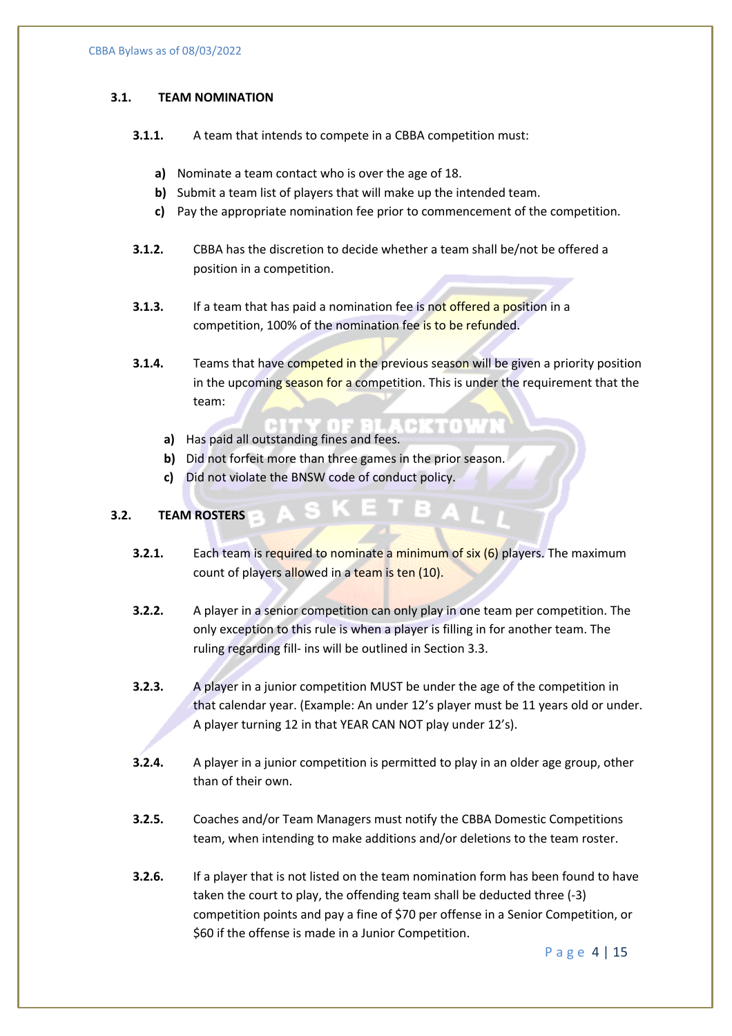### 3.1. TEAM NOMINATION

**3.1.1.** A team that intends to compete in a CBBA competition must:

- **a)** Nominate a team contact who is over the age of 18.
- **b)** Submit a team list of players that will make up the intended team.
- **c)** Pay the appropriate nomination fee prior to commencement of the competition.

**3.1.2.** CBBA has the discretion to decide whether a team shall be/not be offered a position in a competition.

**3.1.3.** If a team that has paid a nomination fee is not offered a position in a competition, 100% of the nomination fee is to be refunded.

**3.1.4.** Teams that have competed in the previous season will be given a priority position in the upcoming season for a competition. This is under the requirement that the team:

- **a)** Has paid all outstanding fines and fees.
- **b)** Did not forfeit more than three games in the prior season.
- **c)** Did not violate the BNSW code of conduct policy.

### 3.2. TEAM ROSTERS

**3.2.1.** Each team is required to nominate a minimum of six (6) players. The maximum count of players allowed in a team is ten (10).

**3.2.2.** A player in a senior competition can only play in one team per competition. The only exception to this rule is when a player is filling in for another team. The ruling regarding fill- ins will be outlined in Section 3.3.

**3.2.3.** A player in a junior competition MUST be under the age of the competition in that calendar year. (Example: An under 12's player must be 11 years old or under. A player turning 12 in that YEAR CAN NOT play under 12's).

**3.2.4.** A player in a junior competition is permitted to play in an older age group, other than of their own.

**3.2.5.** Coaches and/or Team Managers must notify the CBBA Domestic Competitions team, when intending to make additions and/or deletions to the team roster.

**3.2.6.** If a player that is not listed on the team nomination form has been found to have taken the court to play, the offending team shall be deducted three (-3) competition points and pay a fine of $70 per offense in a Senior Competition, or $60 if the offense is made in a Junior Competition.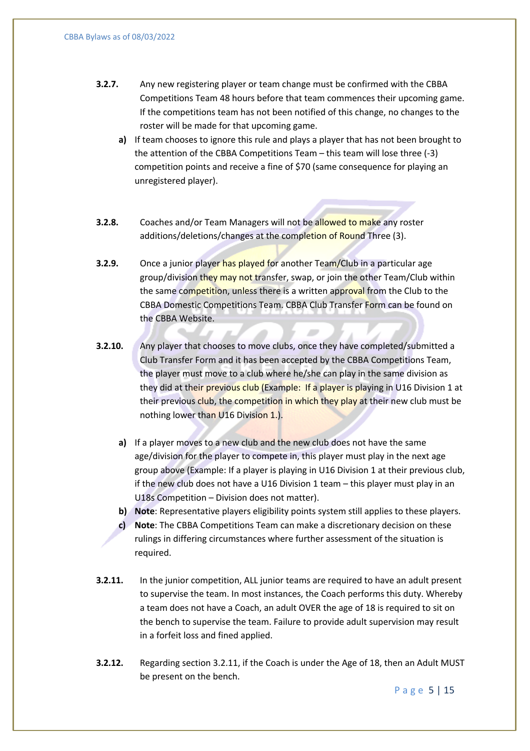**3.2.7.** Any new registering player or team change must be confirmed with the CBBA Competitions Team 48 hours before that team commences their upcoming game. If the competitions team has not been notified of this change, no changes to the roster will be made for that upcoming game.

- **a)** If team chooses to ignore this rule and plays a player that has not been brought to the attention of the CBBA Competitions Team – this team will lose three (-3) competition points and receive a fine of $70 (same consequence for playing an unregistered player).

**3.2.8.** Coaches and/or Team Managers will not be allowed to make any roster additions/deletions/changes at the completion of Round Three (3).

**3.2.9.** Once a junior player has played for another Team/Club in a particular age group/division they may not transfer, swap, or join the other Team/Club within the same competition, unless there is a written approval from the Club to the CBBA Domestic Competitions Team. CBBA Club Transfer Form can be found on the CBBA Website.

**3.2.10.** Any player that chooses to move clubs, once they have completed/submitted a Club Transfer Form and it has been accepted by the CBBA Competitions Team, the player must move to a club where he/she can play in the same division as they did at their previous club (Example: If a player is playing in U16 Division 1 at their previous club, the competition in which they play at their new club must be nothing lower than U16 Division 1.).

- **a)** If a player moves to a new club and the new club does not have the same age/division for the player to compete in, this player must play in the next age group above (Example: If a player is playing in U16 Division 1 at their previous club, if the new club does not have a U16 Division 1 team – this player must play in an U18s Competition – Division does not matter).
- **b)** **Note**: Representative players eligibility points system still applies to these players.
- **c)** **Note**: The CBBA Competitions Team can make a discretionary decision on these rulings in differing circumstances where further assessment of the situation is required.

**3.2.11.** In the junior competition, ALL junior teams are required to have an adult present to supervise the team. In most instances, the Coach performs this duty. Whereby a team does not have a Coach, an adult OVER the age of 18 is required to sit on the bench to supervise the team. Failure to provide adult supervision may result in a forfeit loss and fined applied.

**3.2.12.** Regarding section 3.2.11, if the Coach is under the Age of 18, then an Adult MUST be present on the bench.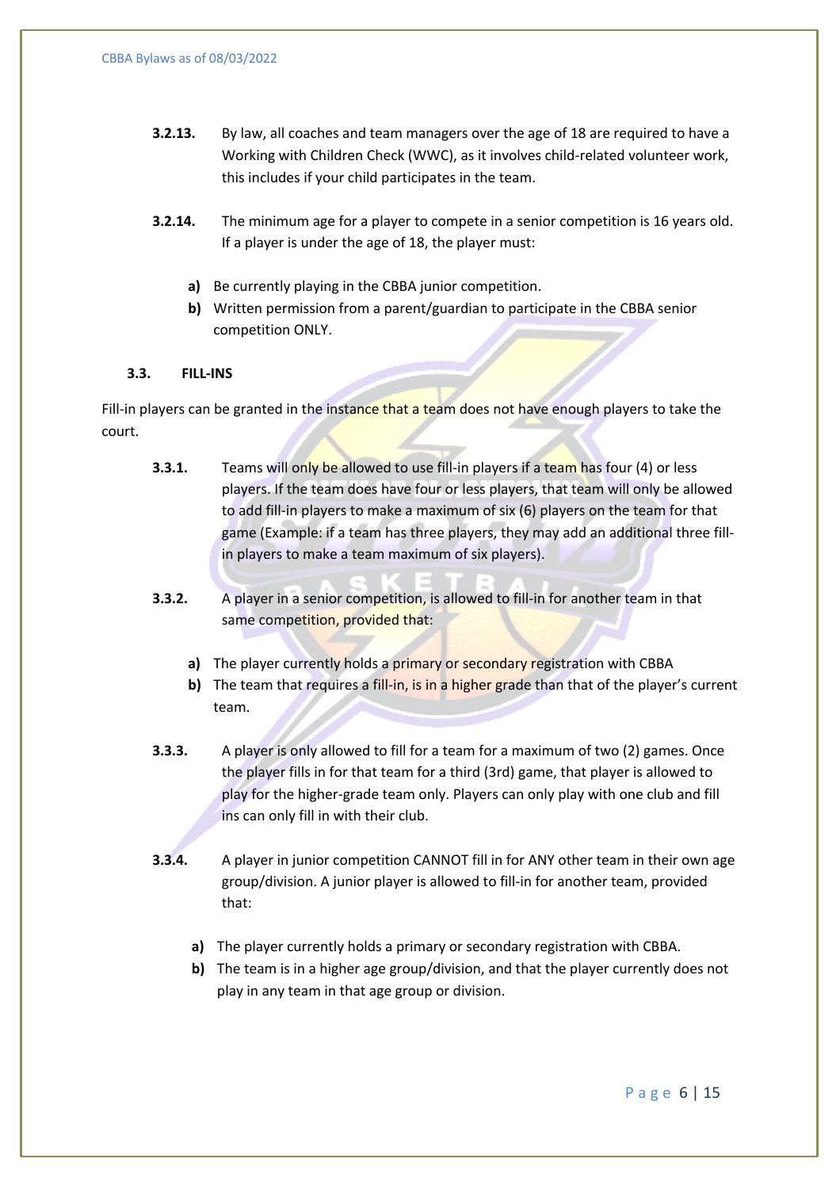**3.2.13.** By law, all coaches and team managers over the age of 18 are required to have a Working with Children Check (WWC), as it involves child-related volunteer work, this includes if your child participates in the team.

**3.2.14.** The minimum age for a player to compete in a senior competition is 16 years old. If a player is under the age of 18, the player must:

- **a)** Be currently playing in the CBBA junior competition.
- **b)** Written permission from a parent/guardian to participate in the CBBA senior competition ONLY.

### 3.3. FILL-INS

Fill-in players can be granted in the instance that a team does not have enough players to take the court.

**3.3.1.** Teams will only be allowed to use fill-in players if a team has four (4) or less players. If the team does have four or less players, that team will only be allowed to add fill-in players to make a maximum of six (6) players on the team for that game (Example: if a team has three players, they may add an additional three fill-in players to make a team maximum of six players).

**3.3.2.** A player in a senior competition, is allowed to fill-in for another team in that same competition, provided that:

- **a)** The player currently holds a primary or secondary registration with CBBA
- **b)** The team that requires a fill-in, is in a higher grade than that of the player's current team.

**3.3.3.** A player is only allowed to fill for a team for a maximum of two (2) games. Once the player fills in for that team for a third (3rd) game, that player is allowed to play for the higher-grade team only. Players can only play with one club and fill ins can only fill in with their club.

**3.3.4.** A player in junior competition CANNOT fill in for ANY other team in their own age group/division. A junior player is allowed to fill-in for another team, provided that:

- **a)** The player currently holds a primary or secondary registration with CBBA.
- **b)** The team is in a higher age group/division, and that the player currently does not play in any team in that age group or division.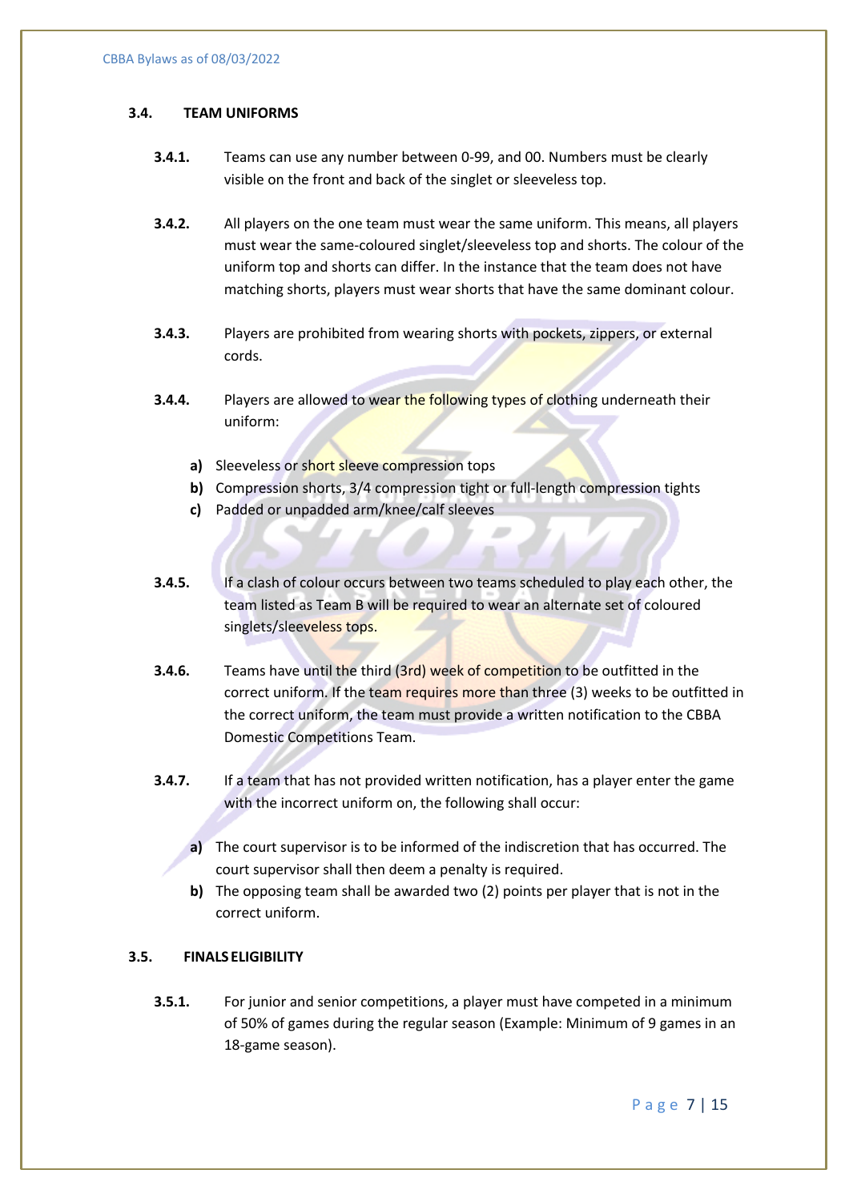### 3.4. TEAM UNIFORMS

**3.4.1.** Teams can use any number between 0-99, and 00. Numbers must be clearly visible on the front and back of the singlet or sleeveless top.

**3.4.2.** All players on the one team must wear the same uniform. This means, all players must wear the same-coloured singlet/sleeveless top and shorts. The colour of the uniform top and shorts can differ. In the instance that the team does not have matching shorts, players must wear shorts that have the same dominant colour.

**3.4.3.** Players are prohibited from wearing shorts with pockets, zippers, or external cords.

**3.4.4.** Players are allowed to wear the following types of clothing underneath their uniform:

- **a)** Sleeveless or short sleeve compression tops
- **b)** Compression shorts, 3/4 compression tight or full-length compression tights
- **c)** Padded or unpadded arm/knee/calf sleeves

**3.4.5.** If a clash of colour occurs between two teams scheduled to play each other, the team listed as Team B will be required to wear an alternate set of coloured singlets/sleeveless tops.

**3.4.6.** Teams have until the third (3rd) week of competition to be outfitted in the correct uniform. If the team requires more than three (3) weeks to be outfitted in the correct uniform, the team must provide a written notification to the CBBA Domestic Competitions Team.

**3.4.7.** If a team that has not provided written notification, has a player enter the game with the incorrect uniform on, the following shall occur:

- **a)** The court supervisor is to be informed of the indiscretion that has occurred. The court supervisor shall then deem a penalty is required.
- **b)** The opposing team shall be awarded two (2) points per player that is not in the correct uniform.

### 3.5. FINALS ELIGIBILITY

**3.5.1.** For junior and senior competitions, a player must have competed in a minimum of 50% of games during the regular season (Example: Minimum of 9 games in an 18-game season).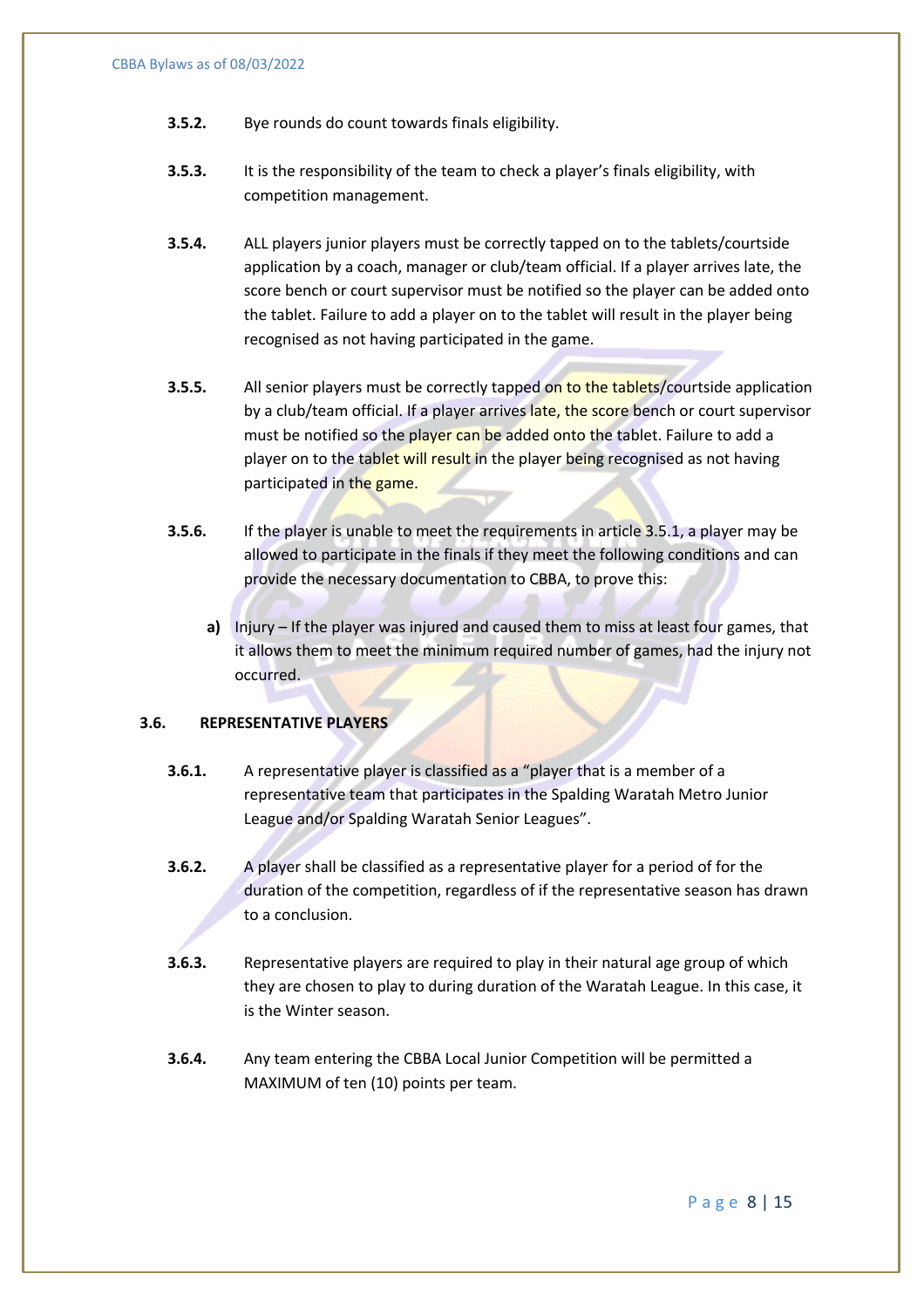**3.5.2.** Bye rounds do count towards finals eligibility.

**3.5.3.** It is the responsibility of the team to check a player's finals eligibility, with competition management.

**3.5.4.** ALL players junior players must be correctly tapped on to the tablets/courtside application by a coach, manager or club/team official. If a player arrives late, the score bench or court supervisor must be notified so the player can be added onto the tablet. Failure to add a player on to the tablet will result in the player being recognised as not having participated in the game.

**3.5.5.** All senior players must be correctly tapped on to the tablets/courtside application by a club/team official. If a player arrives late, the score bench or court supervisor must be notified so the player can be added onto the tablet. Failure to add a player on to the tablet will result in the player being recognised as not having participated in the game.

**3.5.6.** If the player is unable to meet the requirements in article 3.5.1, a player may be allowed to participate in the finals if they meet the following conditions and can provide the necessary documentation to CBBA, to prove this:

**a)** Injury – If the player was injured and caused them to miss at least four games, that it allows them to meet the minimum required number of games, had the injury not occurred.

## 3.6. REPRESENTATIVE PLAYERS

**3.6.1.** A representative player is classified as a "player that is a member of a representative team that participates in the Spalding Waratah Metro Junior League and/or Spalding Waratah Senior Leagues".

**3.6.2.** A player shall be classified as a representative player for a period of for the duration of the competition, regardless of if the representative season has drawn to a conclusion.

**3.6.3.** Representative players are required to play in their natural age group of which they are chosen to play to during duration of the Waratah League. In this case, it is the Winter season.

**3.6.4.** Any team entering the CBBA Local Junior Competition will be permitted a MAXIMUM of ten (10) points per team.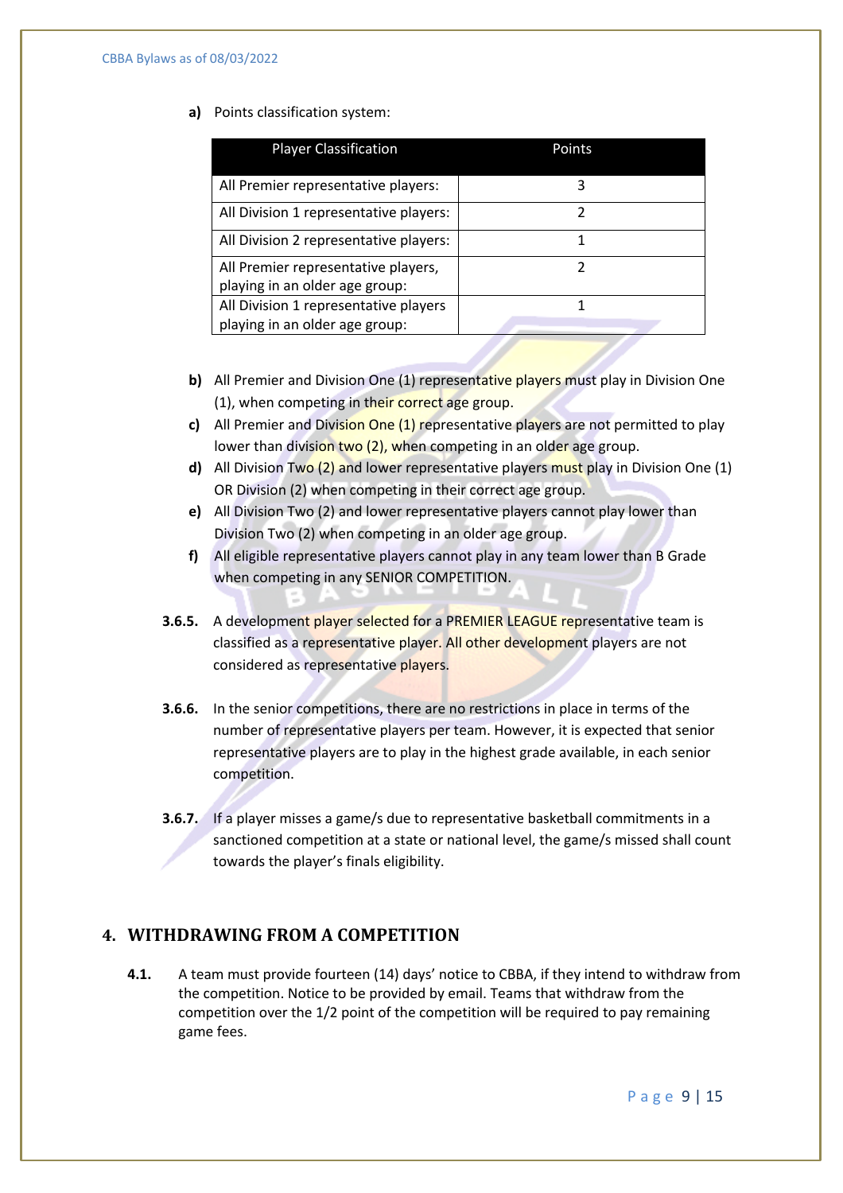**a)** Points classification system:

| Player Classification | Points |
|---|---|
| All Premier representative players: | 3 |
| All Division 1 representative players: | 2 |
| All Division 2 representative players: | 1 |
| All Premier representative players, playing in an older age group: | 2 |
| All Division 1 representative players playing in an older age group: | 1 |

**b)** All Premier and Division One (1) representative players must play in Division One (1), when competing in their correct age group.

**c)** All Premier and Division One (1) representative players are not permitted to play lower than division two (2), when competing in an older age group.

**d)** All Division Two (2) and lower representative players must play in Division One (1) OR Division (2) when competing in their correct age group.

**e)** All Division Two (2) and lower representative players cannot play lower than Division Two (2) when competing in an older age group.

**f)** All eligible representative players cannot play in any team lower than B Grade when competing in any SENIOR COMPETITION.

**3.6.5.** A development player selected for a PREMIER LEAGUE representative team is classified as a representative player. All other development players are not considered as representative players.

**3.6.6.** In the senior competitions, there are no restrictions in place in terms of the number of representative players per team. However, it is expected that senior representative players are to play in the highest grade available, in each senior competition.

**3.6.7.** If a player misses a game/s due to representative basketball commitments in a sanctioned competition at a state or national level, the game/s missed shall count towards the player's finals eligibility.

## 4. WITHDRAWING FROM A COMPETITION

**4.1.** A team must provide fourteen (14) days' notice to CBBA, if they intend to withdraw from the competition. Notice to be provided by email. Teams that withdraw from the competition over the 1/2 point of the competition will be required to pay remaining game fees.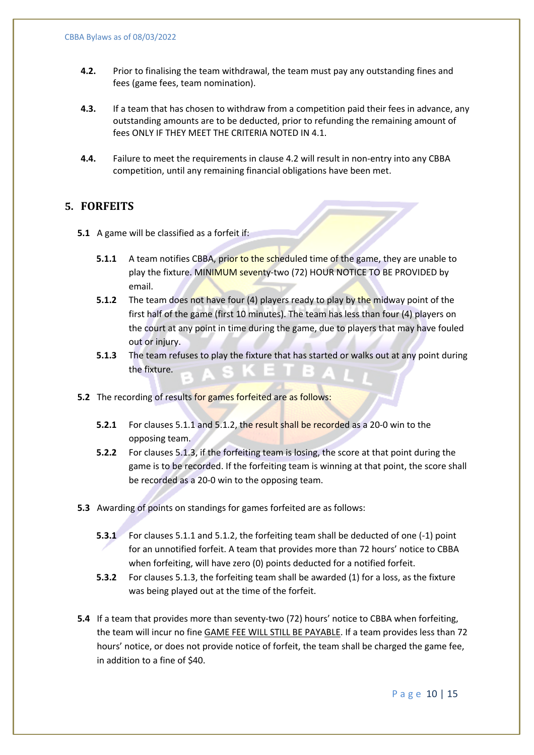**4.2.** Prior to finalising the team withdrawal, the team must pay any outstanding fines and fees (game fees, team nomination).

**4.3.** If a team that has chosen to withdraw from a competition paid their fees in advance, any outstanding amounts are to be deducted, prior to refunding the remaining amount of fees ONLY IF THEY MEET THE CRITERIA NOTED IN 4.1.

**4.4.** Failure to meet the requirements in clause 4.2 will result in non-entry into any CBBA competition, until any remaining financial obligations have been met.

## 5. FORFEITS

**5.1** A game will be classified as a forfeit if:

- **5.1.1** A team notifies CBBA, prior to the scheduled time of the game, they are unable to play the fixture. MINIMUM seventy-two (72) HOUR NOTICE TO BE PROVIDED by email.
- **5.1.2** The team does not have four (4) players ready to play by the midway point of the first half of the game (first 10 minutes). The team has less than four (4) players on the court at any point in time during the game, due to players that may have fouled out or injury.
- **5.1.3** The team refuses to play the fixture that has started or walks out at any point during the fixture.

**5.2** The recording of results for games forfeited are as follows:

- **5.2.1** For clauses 5.1.1 and 5.1.2, the result shall be recorded as a 20-0 win to the opposing team.
- **5.2.2** For clauses 5.1.3, if the forfeiting team is losing, the score at that point during the game is to be recorded. If the forfeiting team is winning at that point, the score shall be recorded as a 20-0 win to the opposing team.

**5.3** Awarding of points on standings for games forfeited are as follows:

- **5.3.1** For clauses 5.1.1 and 5.1.2, the forfeiting team shall be deducted of one (-1) point for an unnotified forfeit. A team that provides more than 72 hours' notice to CBBA when forfeiting, will have zero (0) points deducted for a notified forfeit.
- **5.3.2** For clauses 5.1.3, the forfeiting team shall be awarded (1) for a loss, as the fixture was being played out at the time of the forfeit.

**5.4** If a team that provides more than seventy-two (72) hours' notice to CBBA when forfeiting, the team will incur no fine GAME FEE WILL STILL BE PAYABLE. If a team provides less than 72 hours' notice, or does not provide notice of forfeit, the team shall be charged the game fee, in addition to a fine of $40.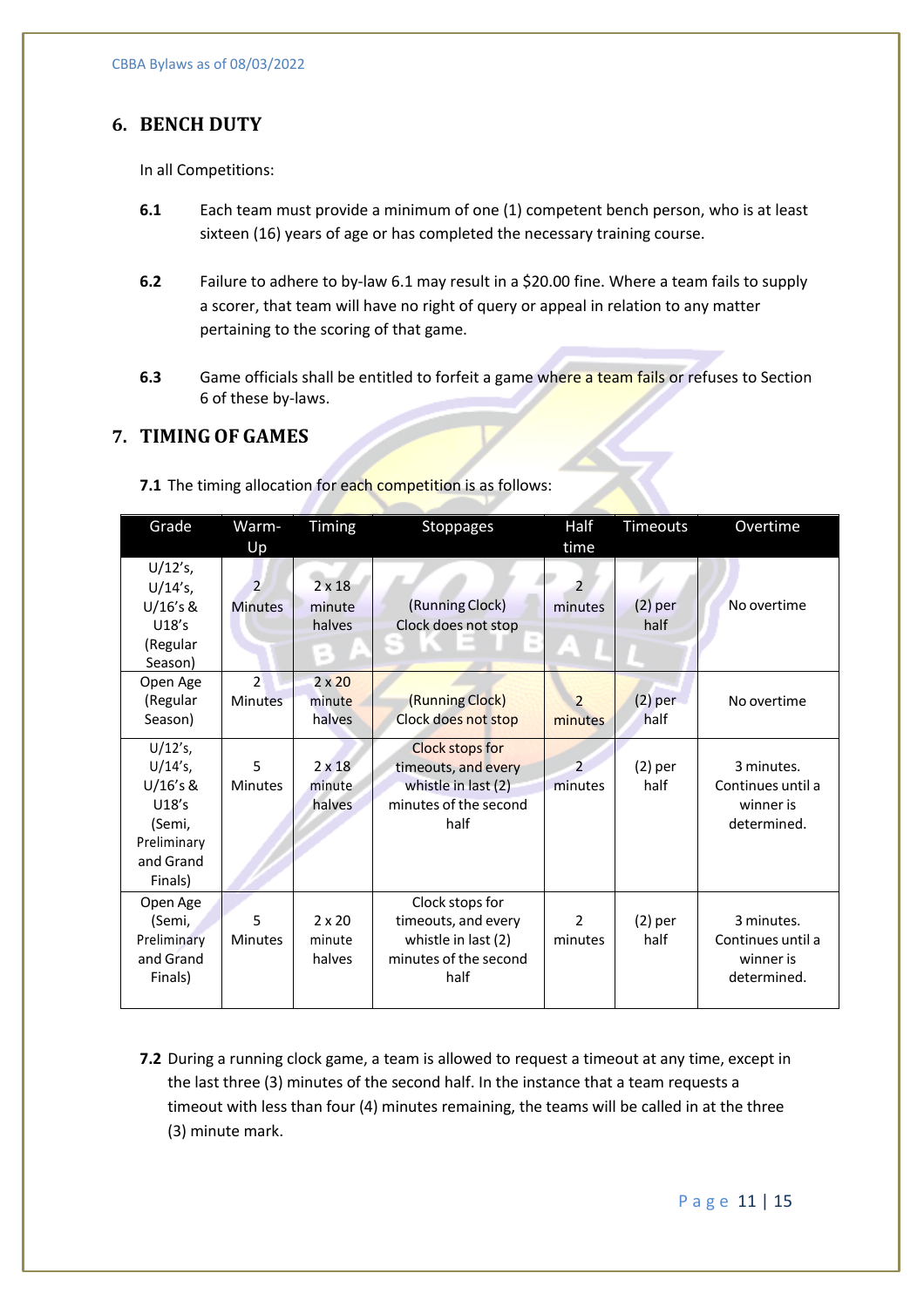## 6. BENCH DUTY

In all Competitions:

**6.1** Each team must provide a minimum of one (1) competent bench person, who is at least sixteen (16) years of age or has completed the necessary training course.

**6.2** Failure to adhere to by-law 6.1 may result in a $20.00 fine. Where a team fails to supply a scorer, that team will have no right of query or appeal in relation to any matter pertaining to the scoring of that game.

**6.3** Game officials shall be entitled to forfeit a game where a team fails or refuses to Section 6 of these by-laws.

## 7. TIMING OF GAMES

**7.1** The timing allocation for each competition is as follows:

| Grade | Warm-Up | Timing | Stoppages | Half time | Timeouts | Overtime |
|---|---|---|---|---|---|---|
| U/12's, U/14's, U/16's & U18's (Regular Season) | 2 Minutes | 2 x 18 minute halves | (Running Clock) Clock does not stop | 2 minutes | (2) per half | No overtime |
| Open Age (Regular Season) | 2 Minutes | 2 x 20 minute halves | (Running Clock) Clock does not stop | 2 minutes | (2) per half | No overtime |
| U/12's, U/14's, U/16's & U18's (Semi, Preliminary and Grand Finals) | 5 Minutes | 2 x 18 minute halves | Clock stops for timeouts, and every whistle in last (2) minutes of the second half | 2 minutes | (2) per half | 3 minutes. Continues until a winner is determined. |
| Open Age (Semi, Preliminary and Grand Finals) | 5 Minutes | 2 x 20 minute halves | Clock stops for timeouts, and every whistle in last (2) minutes of the second half | 2 minutes | (2) per half | 3 minutes. Continues until a winner is determined. |

**7.2** During a running clock game, a team is allowed to request a timeout at any time, except in the last three (3) minutes of the second half. In the instance that a team requests a timeout with less than four (4) minutes remaining, the teams will be called in at the three (3) minute mark.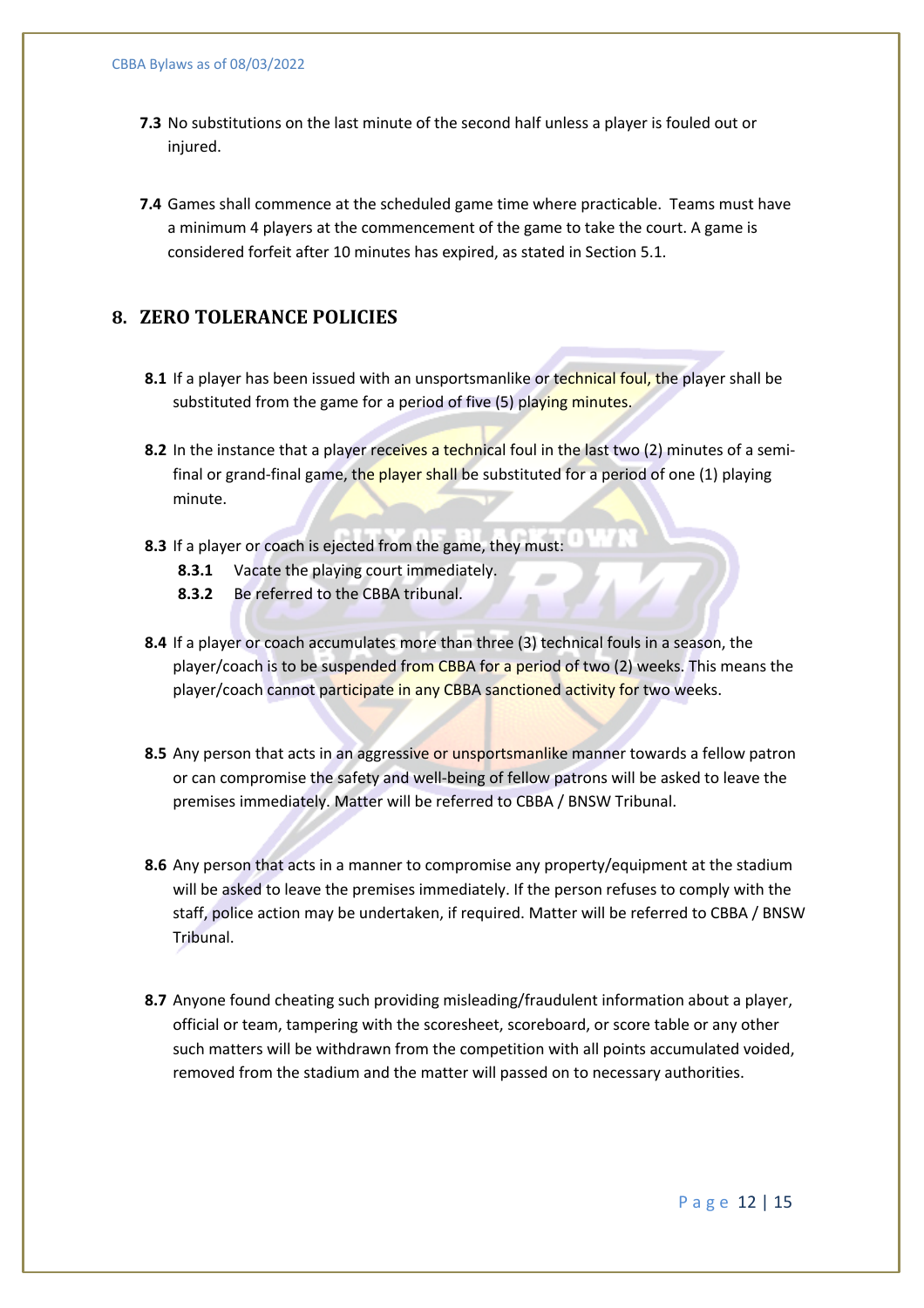**7.3** No substitutions on the last minute of the second half unless a player is fouled out or injured.

**7.4** Games shall commence at the scheduled game time where practicable. Teams must have a minimum 4 players at the commencement of the game to take the court. A game is considered forfeit after 10 minutes has expired, as stated in Section 5.1.

## 8. ZERO TOLERANCE POLICIES

**8.1** If a player has been issued with an unsportsmanlike or technical foul, the player shall be substituted from the game for a period of five (5) playing minutes.

**8.2** In the instance that a player receives a technical foul in the last two (2) minutes of a semi-final or grand-final game, the player shall be substituted for a period of one (1) playing minute.

**8.3** If a player or coach is ejected from the game, they must:

- **8.3.1** Vacate the playing court immediately.
- **8.3.2** Be referred to the CBBA tribunal.

**8.4** If a player or coach accumulates more than three (3) technical fouls in a season, the player/coach is to be suspended from CBBA for a period of two (2) weeks. This means the player/coach cannot participate in any CBBA sanctioned activity for two weeks.

**8.5** Any person that acts in an aggressive or unsportsmanlike manner towards a fellow patron or can compromise the safety and well-being of fellow patrons will be asked to leave the premises immediately. Matter will be referred to CBBA / BNSW Tribunal.

**8.6** Any person that acts in a manner to compromise any property/equipment at the stadium will be asked to leave the premises immediately. If the person refuses to comply with the staff, police action may be undertaken, if required. Matter will be referred to CBBA / BNSW Tribunal.

**8.7** Anyone found cheating such providing misleading/fraudulent information about a player, official or team, tampering with the scoresheet, scoreboard, or score table or any other such matters will be withdrawn from the competition with all points accumulated voided, removed from the stadium and the matter will passed on to necessary authorities.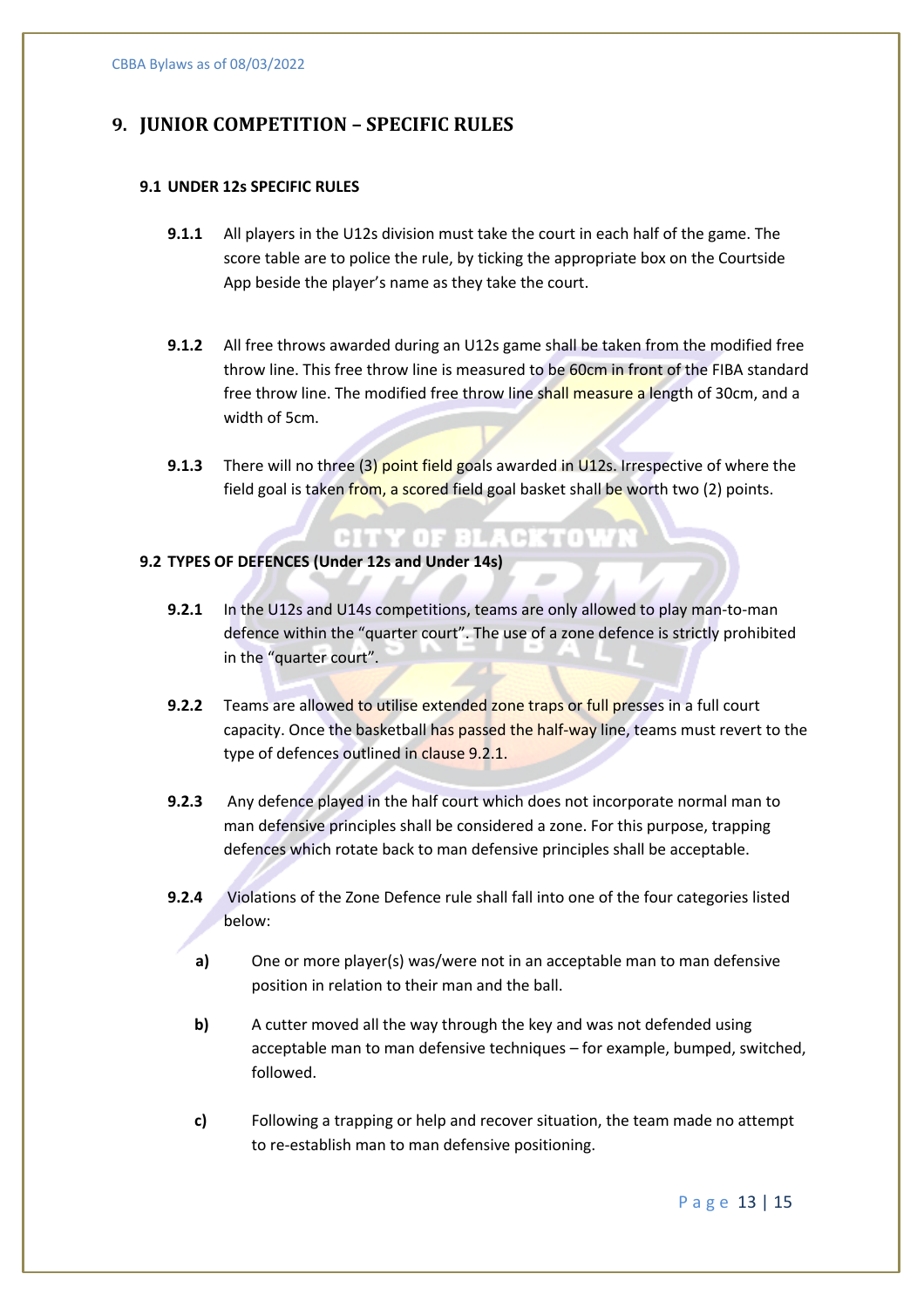## 9. JUNIOR COMPETITION – SPECIFIC RULES

### 9.1 UNDER 12s SPECIFIC RULES

**9.1.1** All players in the U12s division must take the court in each half of the game. The score table are to police the rule, by ticking the appropriate box on the Courtside App beside the player's name as they take the court.

**9.1.2** All free throws awarded during an U12s game shall be taken from the modified free throw line. This free throw line is measured to be 60cm in front of the FIBA standard free throw line. The modified free throw line shall measure a length of 30cm, and a width of 5cm.

**9.1.3** There will no three (3) point field goals awarded in U12s. Irrespective of where the field goal is taken from, a scored field goal basket shall be worth two (2) points.

### 9.2 TYPES OF DEFENCES (Under 12s and Under 14s)

**9.2.1** In the U12s and U14s competitions, teams are only allowed to play man-to-man defence within the "quarter court". The use of a zone defence is strictly prohibited in the "quarter court".

**9.2.2** Teams are allowed to utilise extended zone traps or full presses in a full court capacity. Once the basketball has passed the half-way line, teams must revert to the type of defences outlined in clause 9.2.1.

**9.2.3** Any defence played in the half court which does not incorporate normal man to man defensive principles shall be considered a zone. For this purpose, trapping defences which rotate back to man defensive principles shall be acceptable.

**9.2.4** Violations of the Zone Defence rule shall fall into one of the four categories listed below:

**a)** One or more player(s) was/were not in an acceptable man to man defensive position in relation to their man and the ball.

**b)** A cutter moved all the way through the key and was not defended using acceptable man to man defensive techniques – for example, bumped, switched, followed.

**c)** Following a trapping or help and recover situation, the team made no attempt to re-establish man to man defensive positioning.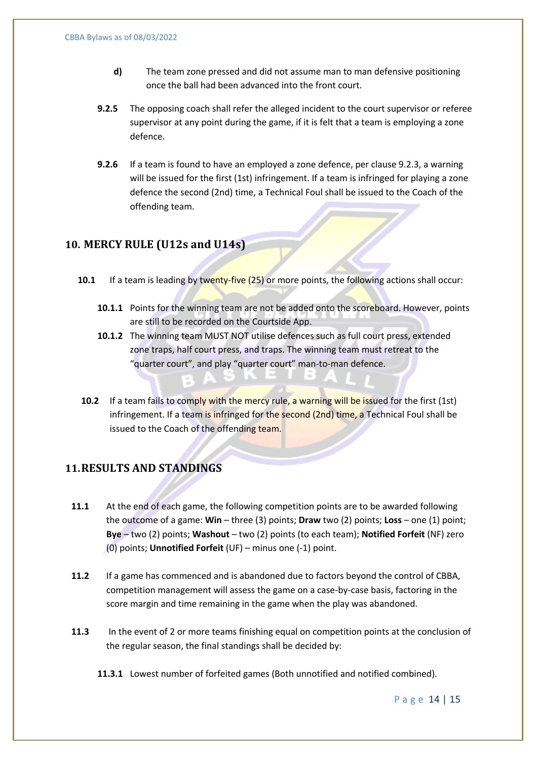**d)** The team zone pressed and did not assume man to man defensive positioning once the ball had been advanced into the front court.

**9.2.5** The opposing coach shall refer the alleged incident to the court supervisor or referee supervisor at any point during the game, if it is felt that a team is employing a zone defence.

**9.2.6** If a team is found to have an employed a zone defence, per clause 9.2.3, a warning will be issued for the first (1st) infringement. If a team is infringed for playing a zone defence the second (2nd) time, a Technical Foul shall be issued to the Coach of the offending team.

## 10. MERCY RULE (U12s and U14s)

**10.1** If a team is leading by twenty-five (25) or more points, the following actions shall occur:

**10.1.1** Points for the winning team are not be added onto the scoreboard. However, points are still to be recorded on the Courtside App.

**10.1.2** The winning team MUST NOT utilise defences such as full court press, extended zone traps, half court press, and traps. The winning team must retreat to the "quarter court", and play "quarter court" man-to-man defence.

**10.2** If a team fails to comply with the mercy rule, a warning will be issued for the first (1st) infringement. If a team is infringed for the second (2nd) time, a Technical Foul shall be issued to the Coach of the offending team.

## 11. RESULTS AND STANDINGS

**11.1** At the end of each game, the following competition points are to be awarded following the outcome of a game: **Win** – three (3) points; **Draw** two (2) points; **Loss** – one (1) point; **Bye** – two (2) points; **Washout** – two (2) points (to each team); **Notified Forfeit** (NF) zero (0) points; **Unnotified Forfeit** (UF) – minus one (-1) point.

**11.2** If a game has commenced and is abandoned due to factors beyond the control of CBBA, competition management will assess the game on a case-by-case basis, factoring in the score margin and time remaining in the game when the play was abandoned.

**11.3** In the event of 2 or more teams finishing equal on competition points at the conclusion of the regular season, the final standings shall be decided by:

**11.3.1** Lowest number of forfeited games (Both unnotified and notified combined).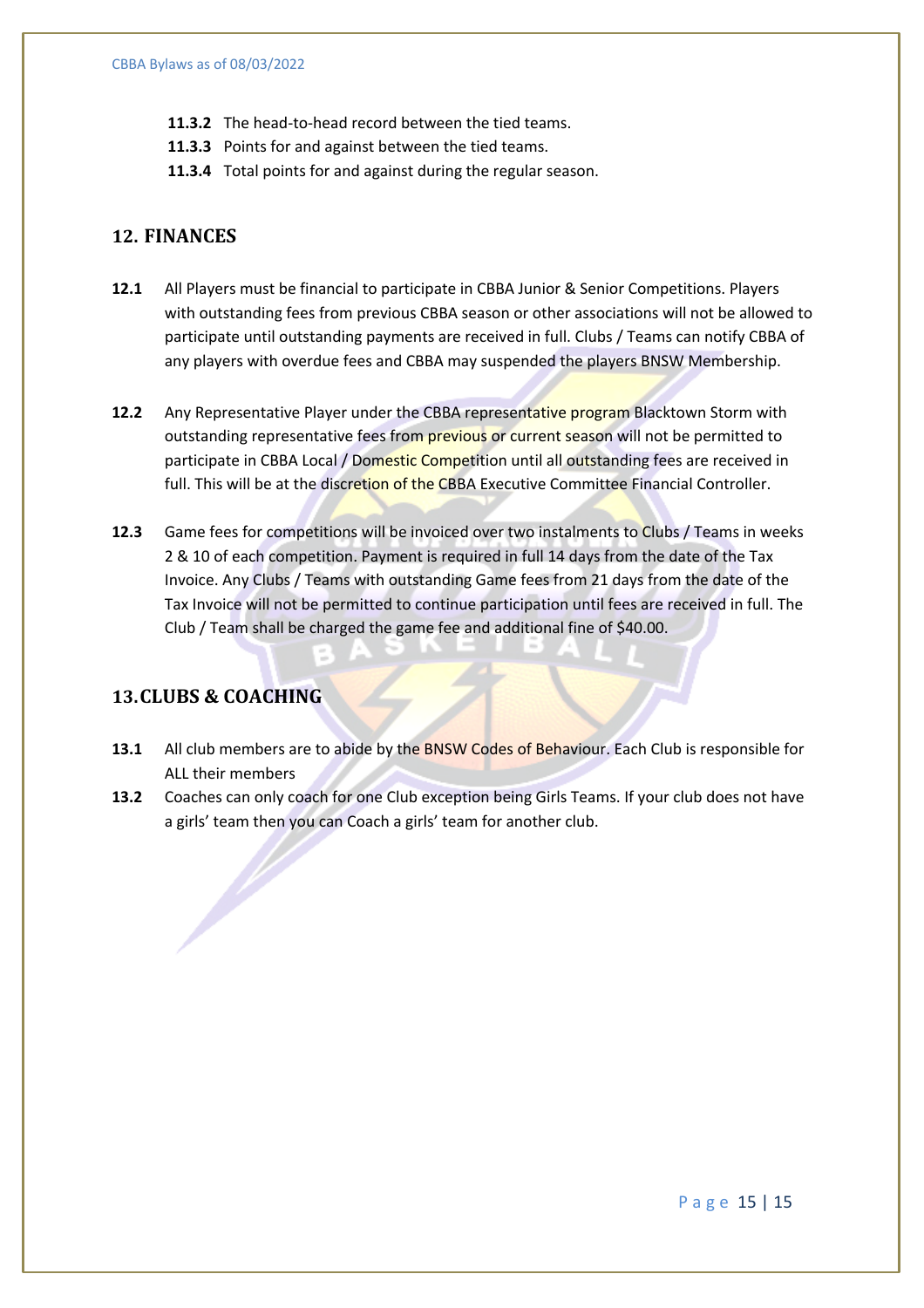**11.3.2** The head-to-head record between the tied teams.

**11.3.3** Points for and against between the tied teams.

**11.3.4** Total points for and against during the regular season.

## 12. FINANCES

**12.1** All Players must be financial to participate in CBBA Junior & Senior Competitions. Players with outstanding fees from previous CBBA season or other associations will not be allowed to participate until outstanding payments are received in full. Clubs / Teams can notify CBBA of any players with overdue fees and CBBA may suspended the players BNSW Membership.

**12.2** Any Representative Player under the CBBA representative program Blacktown Storm with outstanding representative fees from previous or current season will not be permitted to participate in CBBA Local / Domestic Competition until all outstanding fees are received in full. This will be at the discretion of the CBBA Executive Committee Financial Controller.

**12.3** Game fees for competitions will be invoiced over two instalments to Clubs / Teams in weeks 2 & 10 of each competition. Payment is required in full 14 days from the date of the Tax Invoice. Any Clubs / Teams with outstanding Game fees from 21 days from the date of the Tax Invoice will not be permitted to continue participation until fees are received in full. The Club / Team shall be charged the game fee and additional fine of $40.00.

## 13. CLUBS & COACHING

**13.1** All club members are to abide by the BNSW Codes of Behaviour. Each Club is responsible for ALL their members

**13.2** Coaches can only coach for one Club exception being Girls Teams. If your club does not have a girls' team then you can Coach a girls' team for another club.